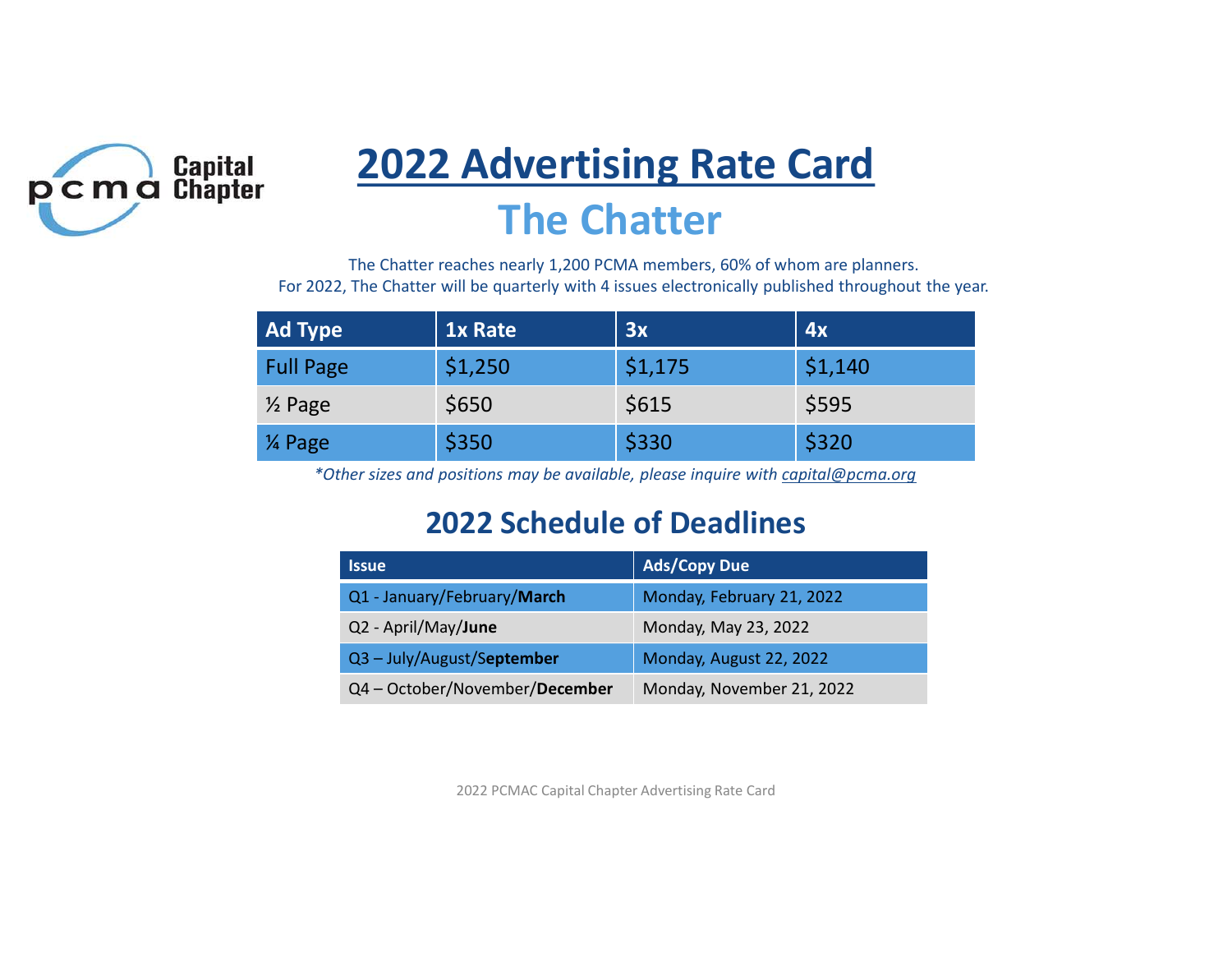Capital Chapter

# 2022 Advertising Rate Card

## The Chatter

The Chatter reaches nearly 1,200 PCMA members, 60% of whom are planners.
For 2022, The Chatter will be quarterly with 4 issues electronically published throughout the year.

| Ad Type | 1x Rate | 3x | 4x |
|---|---|---|---|
| Full Page | $1,250 | $1,175 | $1,140 |
| ½ Page | $650 | $615 | $595 |
| ¼ Page | $350 | $330 | $320 |

*\*Other sizes and positions may be available, please inquire with capital@pcma.org*

## 2022 Schedule of Deadlines

| Issue | Ads/Copy Due |
|---|---|
| Q1 - January/February/**March** | Monday, February 21, 2022 |
| Q2 - April/May/**June** | Monday, May 23, 2022 |
| Q3 – July/August/S**eptember** | Monday, August 22, 2022 |
| Q4 – October/November/**December** | Monday, November 21, 2022 |

2022 PCMAC Capital Chapter Advertising Rate Card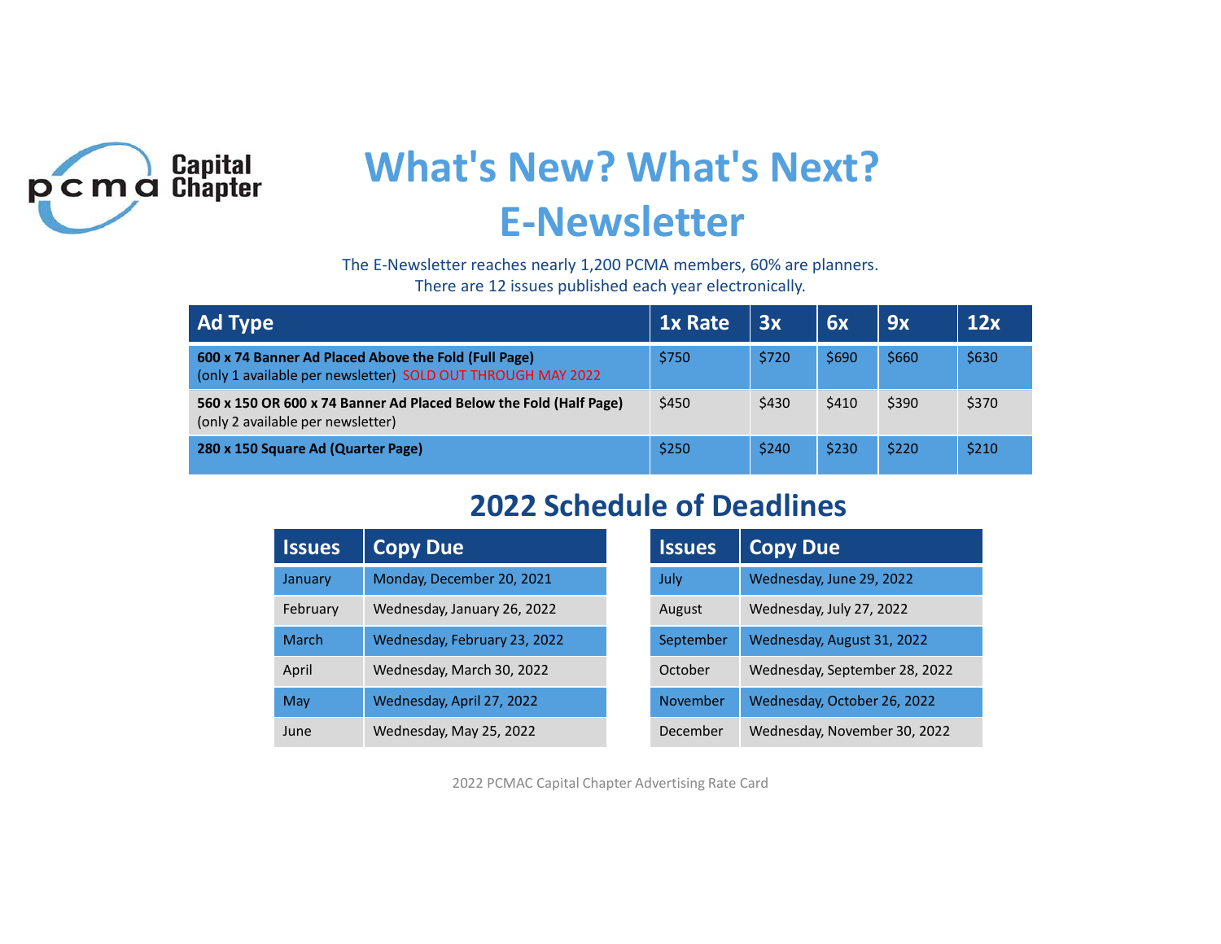Capital Chapter

# What's New? What's Next? E-Newsletter

The E-Newsletter reaches nearly 1,200 PCMA members, 60% are planners.
There are 12 issues published each year electronically.

| Ad Type | 1x Rate | 3x | 6x | 9x | 12x |
|---|---|---|---|---|---|
| **600 x 74 Banner Ad Placed Above the Fold (Full Page)** (only 1 available per newsletter) SOLD OUT THROUGH MAY 2022 | $750 | $720 | $690 | $660 | $630 |
| **560 x 150 OR 600 x 74 Banner Ad Placed Below the Fold (Half Page)** (only 2 available per newsletter) | $450 | $430 | $410 | $390 | $370 |
| **280 x 150 Square Ad (Quarter Page)** | $250 | $240 | $230 | $220 | $210 |

## 2022 Schedule of Deadlines

| Issues | Copy Due |
|---|---|
| January | Monday, December 20, 2021 |
| February | Wednesday, January 26, 2022 |
| March | Wednesday, February 23, 2022 |
| April | Wednesday, March 30, 2022 |
| May | Wednesday, April 27, 2022 |
| June | Wednesday, May 25, 2022 |
| July | Wednesday, June 29, 2022 |
| August | Wednesday, July 27, 2022 |
| September | Wednesday, August 31, 2022 |
| October | Wednesday, September 28, 2022 |
| November | Wednesday, October 26, 2022 |
| December | Wednesday, November 30, 2022 |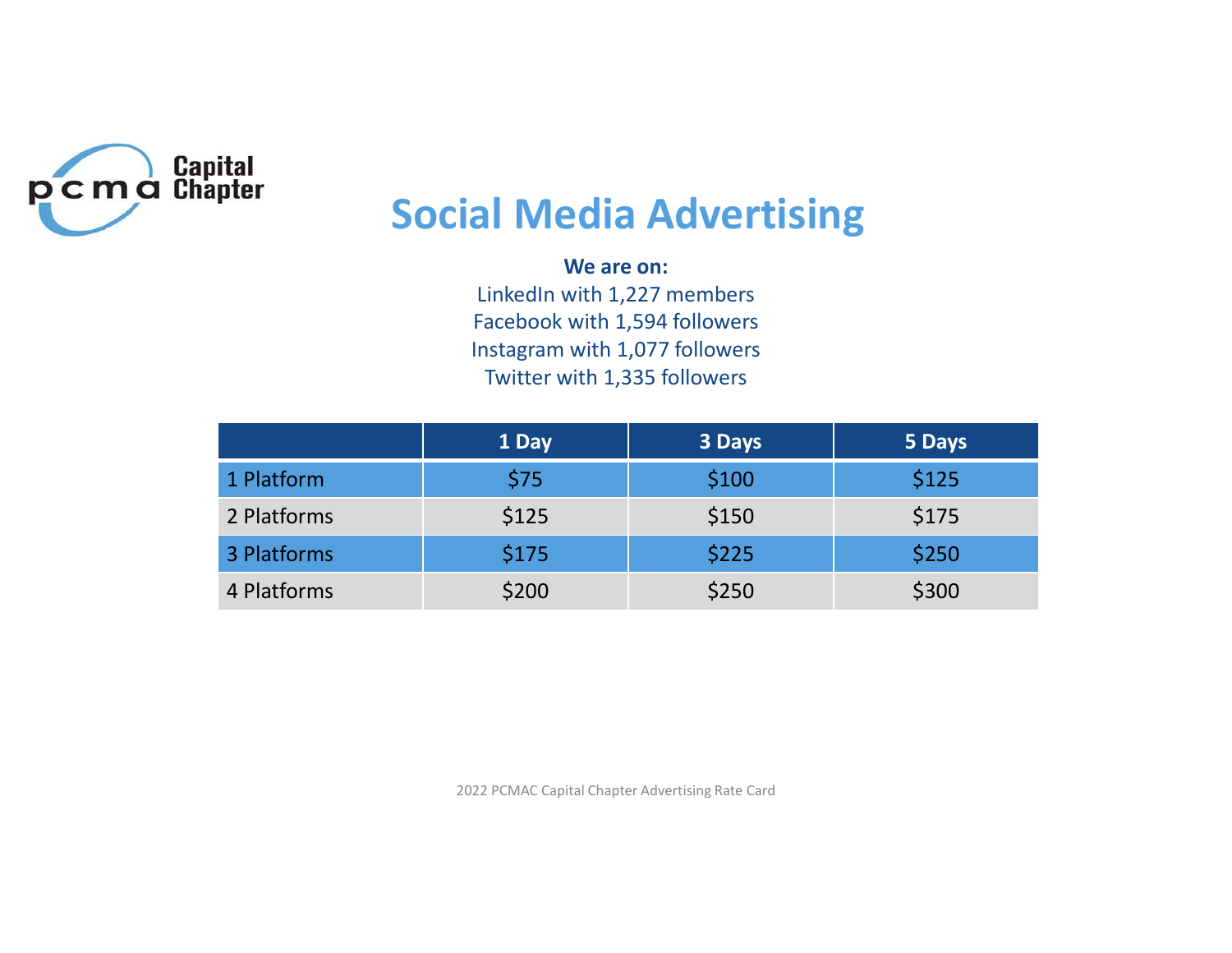pcma Capital Chapter

# Social Media Advertising

**We are on:**
LinkedIn with 1,227 members
Facebook with 1,594 followers
Instagram with 1,077 followers
Twitter with 1,335 followers

| | 1 Day | 3 Days | 5 Days |
|---|---|---|---|
| 1 Platform | $75 | $100 | $125 |
| 2 Platforms | $125 | $150 | $175 |
| 3 Platforms | $175 | $225 | $250 |
| 4 Platforms | $200 | $250 | $300 |

2022 PCMAC Capital Chapter Advertising Rate Card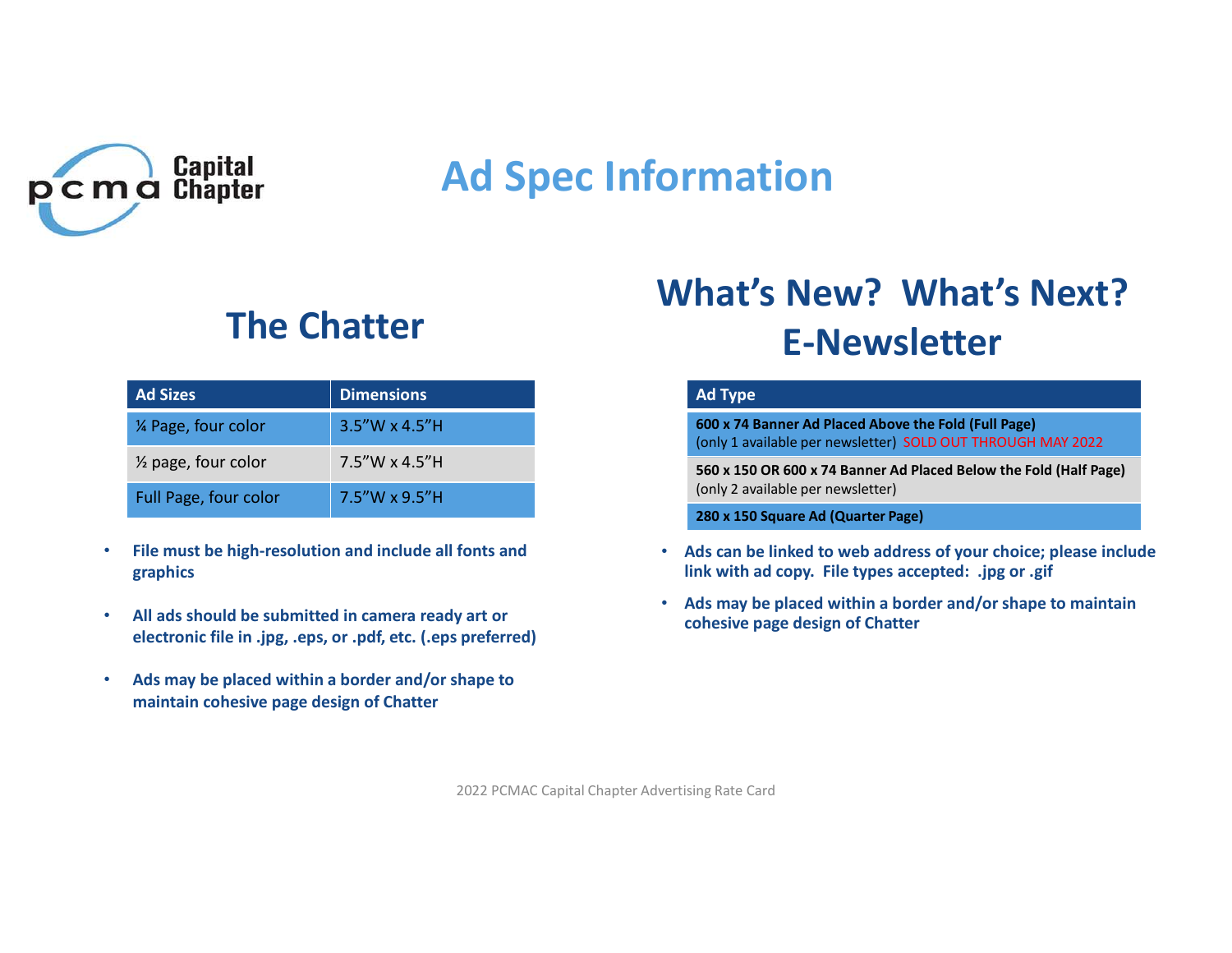# Ad Spec Information

## The Chatter

| Ad Sizes | Dimensions |
|---|---|
| ¼ Page, four color | 3.5"W x 4.5"H |
| ½ page, four color | 7.5"W x 4.5"H |
| Full Page, four color | 7.5"W x 9.5"H |

- **File must be high-resolution and include all fonts and graphics**
- **All ads should be submitted in camera ready art or electronic file in .jpg, .eps, or .pdf, etc. (.eps preferred)**
- **Ads may be placed within a border and/or shape to maintain cohesive page design of Chatter**

## What's New? What's Next? E-Newsletter

| Ad Type |
|---|
| **600 x 74 Banner Ad Placed Above the Fold (Full Page)** (only 1 available per newsletter) SOLD OUT THROUGH MAY 2022 |
| **560 x 150 OR 600 x 74 Banner Ad Placed Below the Fold (Half Page)** (only 2 available per newsletter) |
| **280 x 150 Square Ad (Quarter Page)** |

- **Ads can be linked to web address of your choice; please include link with ad copy. File types accepted: .jpg or .gif**
- **Ads may be placed within a border and/or shape to maintain cohesive page design of Chatter**